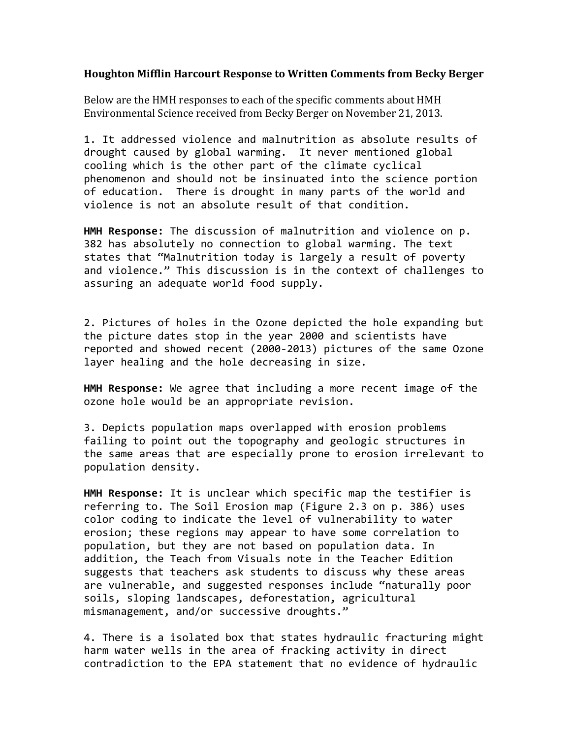**Houghton Mifflin Harcourt Response to Written Comments from Becky Berger**

Below are the HMH responses to each of the specific comments about HMH Environmental Science received from Becky Berger on November 21, 2013.

1. It addressed violence and malnutrition as absolute results of drought caused by global warming. It never mentioned global cooling which is the other part of the climate cyclical phenomenon and should not be insinuated into the science portion of education. There is drought in many parts of the world and violence is not an absolute result of that condition.

**HMH Response:** The discussion of malnutrition and violence on p. 382 has absolutely no connection to global warming. The text states that "Malnutrition today is largely a result of poverty and violence." This discussion is in the context of challenges to assuring an adequate world food supply.

2. Pictures of holes in the Ozone depicted the hole expanding but the picture dates stop in the year 2000 and scientists have reported and showed recent (2000-2013) pictures of the same Ozone layer healing and the hole decreasing in size.

**HMH Response:** We agree that including a more recent image of the ozone hole would be an appropriate revision.

3. Depicts population maps overlapped with erosion problems failing to point out the topography and geologic structures in the same areas that are especially prone to erosion irrelevant to population density.

**HMH Response:** It is unclear which specific map the testifier is referring to. The Soil Erosion map (Figure 2.3 on p. 386) uses color coding to indicate the level of vulnerability to water erosion; these regions may appear to have some correlation to population, but they are not based on population data. In addition, the Teach from Visuals note in the Teacher Edition suggests that teachers ask students to discuss why these areas are vulnerable, and suggested responses include "naturally poor soils, sloping landscapes, deforestation, agricultural mismanagement, and/or successive droughts."

4. There is a isolated box that states hydraulic fracturing might harm water wells in the area of fracking activity in direct contradiction to the EPA statement that no evidence of hydraulic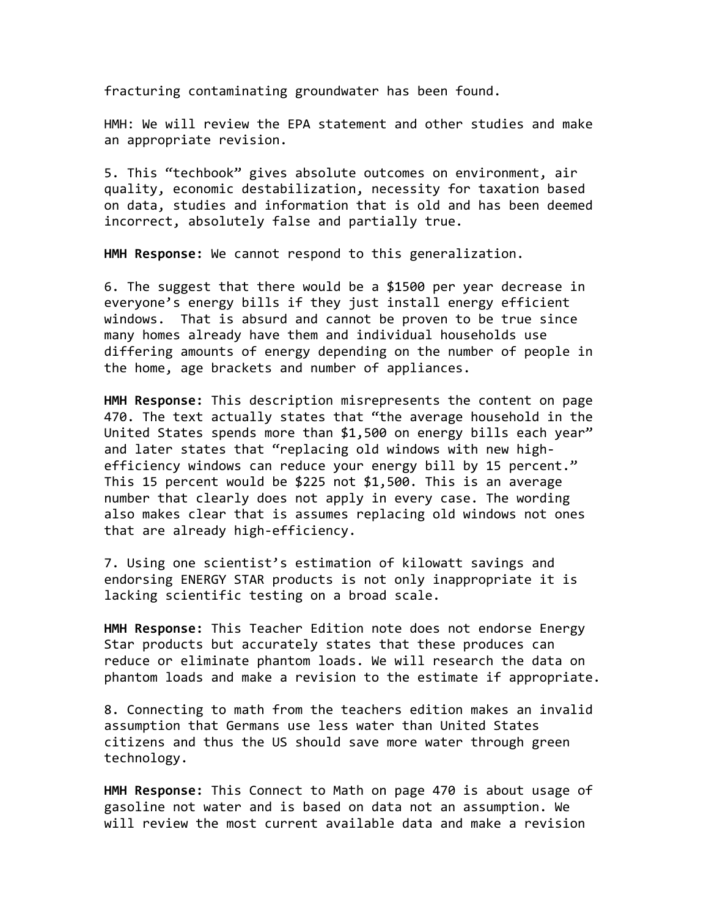fracturing contaminating groundwater has been found.

HMH: We will review the EPA statement and other studies and make an appropriate revision.

5. This "techbook" gives absolute outcomes on environment, air quality, economic destabilization, necessity for taxation based on data, studies and information that is old and has been deemed incorrect, absolutely false and partially true.

**HMH Response:** We cannot respond to this generalization.

6. The suggest that there would be a $1500 per year decrease in everyone's energy bills if they just install energy efficient windows. That is absurd and cannot be proven to be true since many homes already have them and individual households use differing amounts of energy depending on the number of people in the home, age brackets and number of appliances.

**HMH Response:** This description misrepresents the content on page 470. The text actually states that "the average household in the United States spends more than $1,500 on energy bills each year" and later states that "replacing old windows with new high-efficiency windows can reduce your energy bill by 15 percent." This 15 percent would be $225 not $1,500. This is an average number that clearly does not apply in every case. The wording also makes clear that is assumes replacing old windows not ones that are already high-efficiency.

7. Using one scientist's estimation of kilowatt savings and endorsing ENERGY STAR products is not only inappropriate it is lacking scientific testing on a broad scale.

**HMH Response:** This Teacher Edition note does not endorse Energy Star products but accurately states that these produces can reduce or eliminate phantom loads. We will research the data on phantom loads and make a revision to the estimate if appropriate.

8. Connecting to math from the teachers edition makes an invalid assumption that Germans use less water than United States citizens and thus the US should save more water through green technology.

**HMH Response:** This Connect to Math on page 470 is about usage of gasoline not water and is based on data not an assumption. We will review the most current available data and make a revision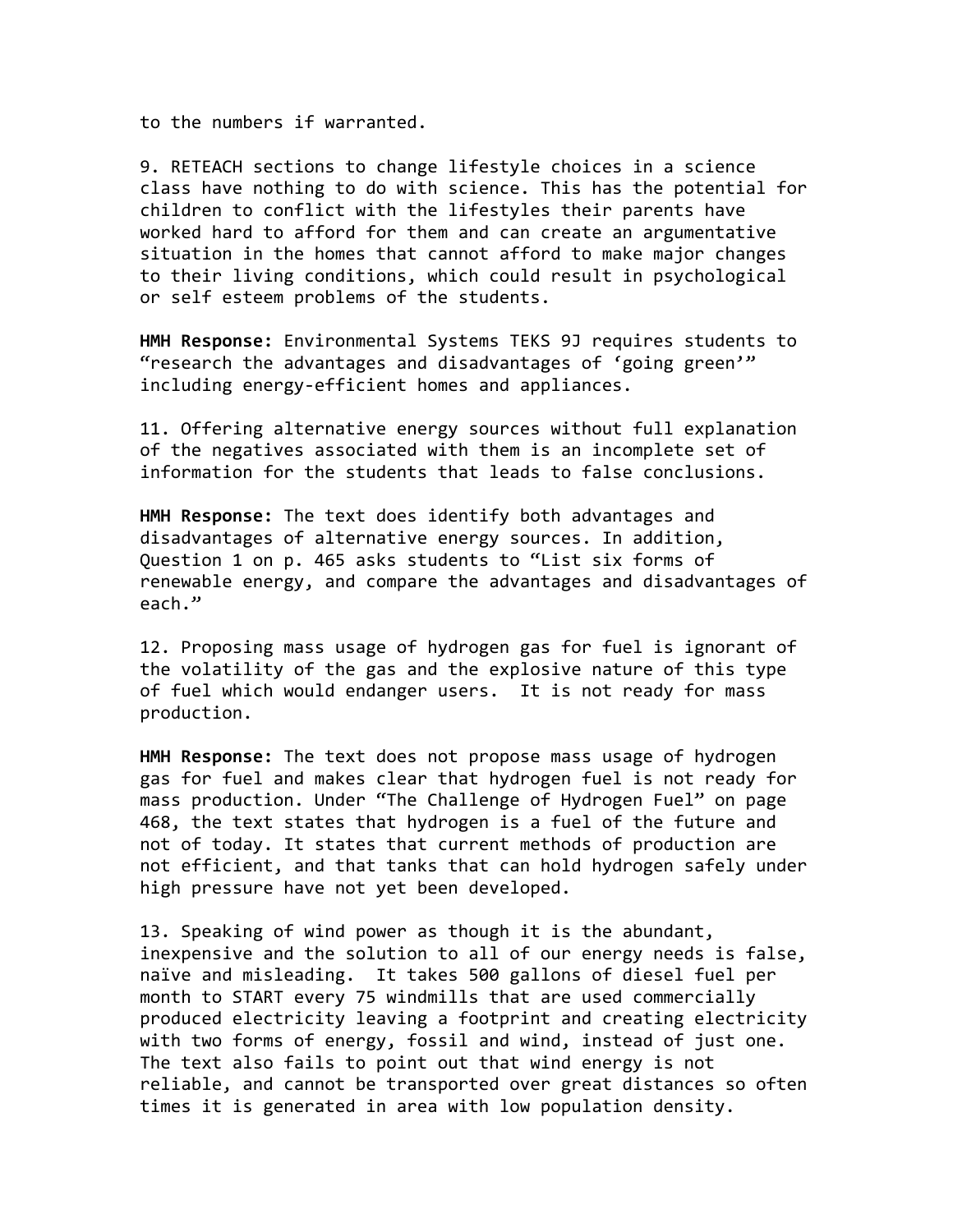to the numbers if warranted.

9. RETEACH sections to change lifestyle choices in a science class have nothing to do with science. This has the potential for children to conflict with the lifestyles their parents have worked hard to afford for them and can create an argumentative situation in the homes that cannot afford to make major changes to their living conditions, which could result in psychological or self esteem problems of the students.

**HMH Response:** Environmental Systems TEKS 9J requires students to "research the advantages and disadvantages of 'going green'" including energy-efficient homes and appliances.

11. Offering alternative energy sources without full explanation of the negatives associated with them is an incomplete set of information for the students that leads to false conclusions.

**HMH Response:** The text does identify both advantages and disadvantages of alternative energy sources. In addition, Question 1 on p. 465 asks students to "List six forms of renewable energy, and compare the advantages and disadvantages of each."

12. Proposing mass usage of hydrogen gas for fuel is ignorant of the volatility of the gas and the explosive nature of this type of fuel which would endanger users. It is not ready for mass production.

**HMH Response:** The text does not propose mass usage of hydrogen gas for fuel and makes clear that hydrogen fuel is not ready for mass production. Under "The Challenge of Hydrogen Fuel" on page 468, the text states that hydrogen is a fuel of the future and not of today. It states that current methods of production are not efficient, and that tanks that can hold hydrogen safely under high pressure have not yet been developed.

13. Speaking of wind power as though it is the abundant, inexpensive and the solution to all of our energy needs is false, naïve and misleading. It takes 500 gallons of diesel fuel per month to START every 75 windmills that are used commercially produced electricity leaving a footprint and creating electricity with two forms of energy, fossil and wind, instead of just one. The text also fails to point out that wind energy is not reliable, and cannot be transported over great distances so often times it is generated in area with low population density.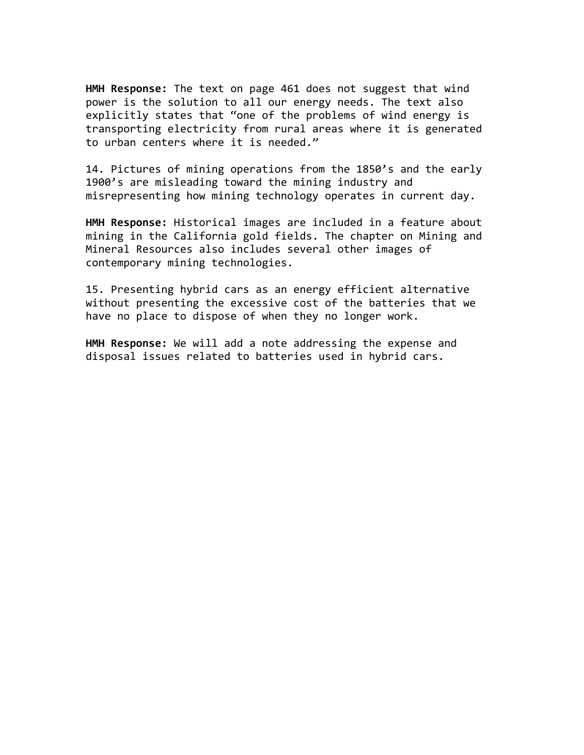**HMH Response:** The text on page 461 does not suggest that wind power is the solution to all our energy needs. The text also explicitly states that "one of the problems of wind energy is transporting electricity from rural areas where it is generated to urban centers where it is needed."

14. Pictures of mining operations from the 1850's and the early 1900's are misleading toward the mining industry and misrepresenting how mining technology operates in current day.

**HMH Response:** Historical images are included in a feature about mining in the California gold fields. The chapter on Mining and Mineral Resources also includes several other images of contemporary mining technologies.

15. Presenting hybrid cars as an energy efficient alternative without presenting the excessive cost of the batteries that we have no place to dispose of when they no longer work.

**HMH Response:** We will add a note addressing the expense and disposal issues related to batteries used in hybrid cars.